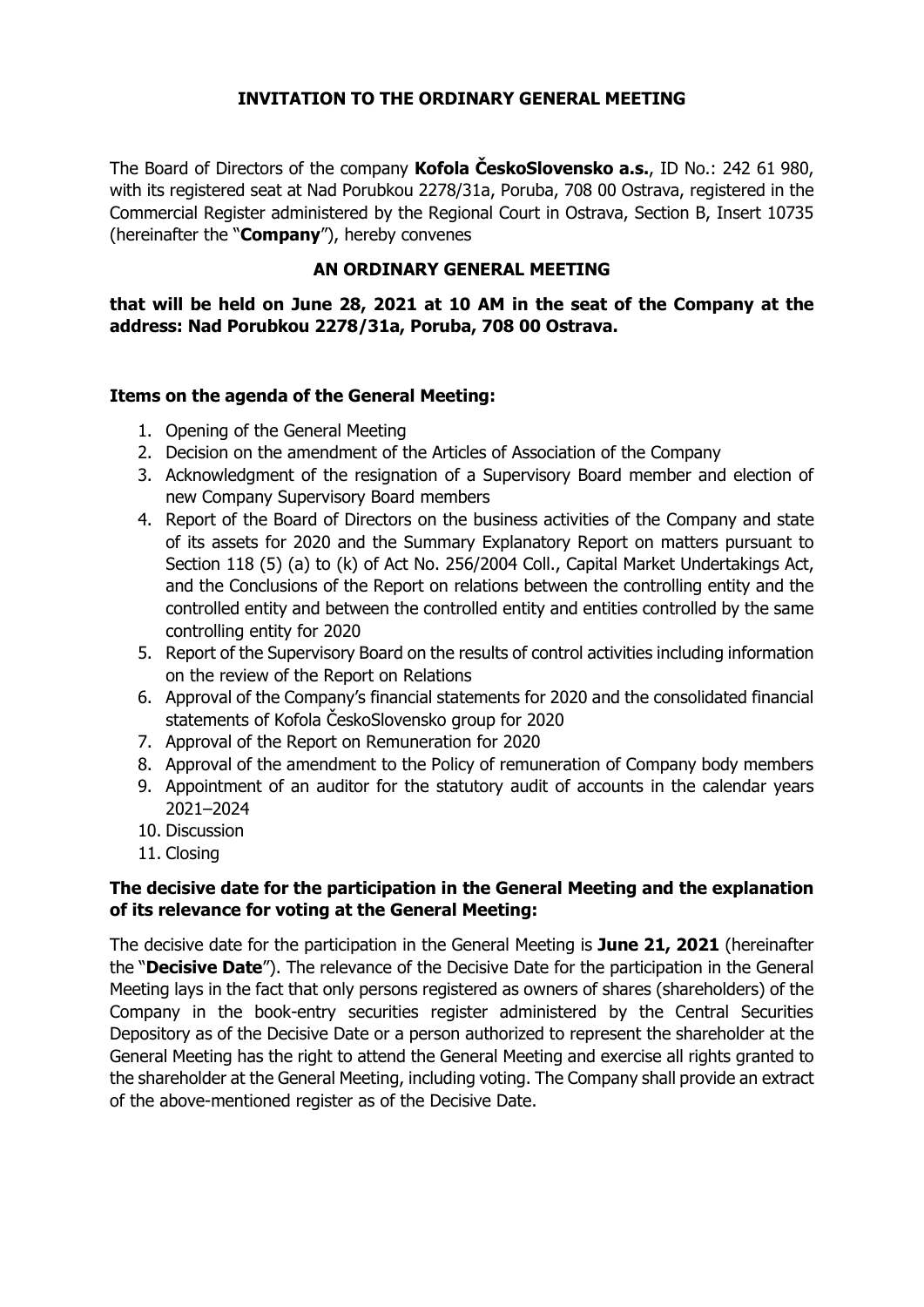# INVITATION TO THE ORDINARY GENERAL MEETING

The Board of Directors of the company **Kofola ČeskoSlovensko a.s.**, ID No.: 242 61 980, with its registered seat at Nad Porubkou 2278/31a, Poruba, 708 00 Ostrava, registered in the Commercial Register administered by the Regional Court in Ostrava, Section B, Insert 10735 (hereinafter the "**Company**"), hereby convenes

## AN ORDINARY GENERAL MEETING

**that will be held on June 28, 2021 at 10 AM in the seat of the Company at the address: Nad Porubkou 2278/31a, Poruba, 708 00 Ostrava.**

### Items on the agenda of the General Meeting:

1. Opening of the General Meeting
2. Decision on the amendment of the Articles of Association of the Company
3. Acknowledgment of the resignation of a Supervisory Board member and election of new Company Supervisory Board members
4. Report of the Board of Directors on the business activities of the Company and state of its assets for 2020 and the Summary Explanatory Report on matters pursuant to Section 118 (5) (a) to (k) of Act No. 256/2004 Coll., Capital Market Undertakings Act, and the Conclusions of the Report on relations between the controlling entity and the controlled entity and between the controlled entity and entities controlled by the same controlling entity for 2020
5. Report of the Supervisory Board on the results of control activities including information on the review of the Report on Relations
6. Approval of the Company's financial statements for 2020 and the consolidated financial statements of Kofola ČeskoSlovensko group for 2020
7. Approval of the Report on Remuneration for 2020
8. Approval of the amendment to the Policy of remuneration of Company body members
9. Appointment of an auditor for the statutory audit of accounts in the calendar years 2021–2024
10. Discussion
11. Closing

### The decisive date for the participation in the General Meeting and the explanation of its relevance for voting at the General Meeting:

The decisive date for the participation in the General Meeting is **June 21, 2021** (hereinafter the "**Decisive Date**"). The relevance of the Decisive Date for the participation in the General Meeting lays in the fact that only persons registered as owners of shares (shareholders) of the Company in the book-entry securities register administered by the Central Securities Depository as of the Decisive Date or a person authorized to represent the shareholder at the General Meeting has the right to attend the General Meeting and exercise all rights granted to the shareholder at the General Meeting, including voting. The Company shall provide an extract of the above-mentioned register as of the Decisive Date.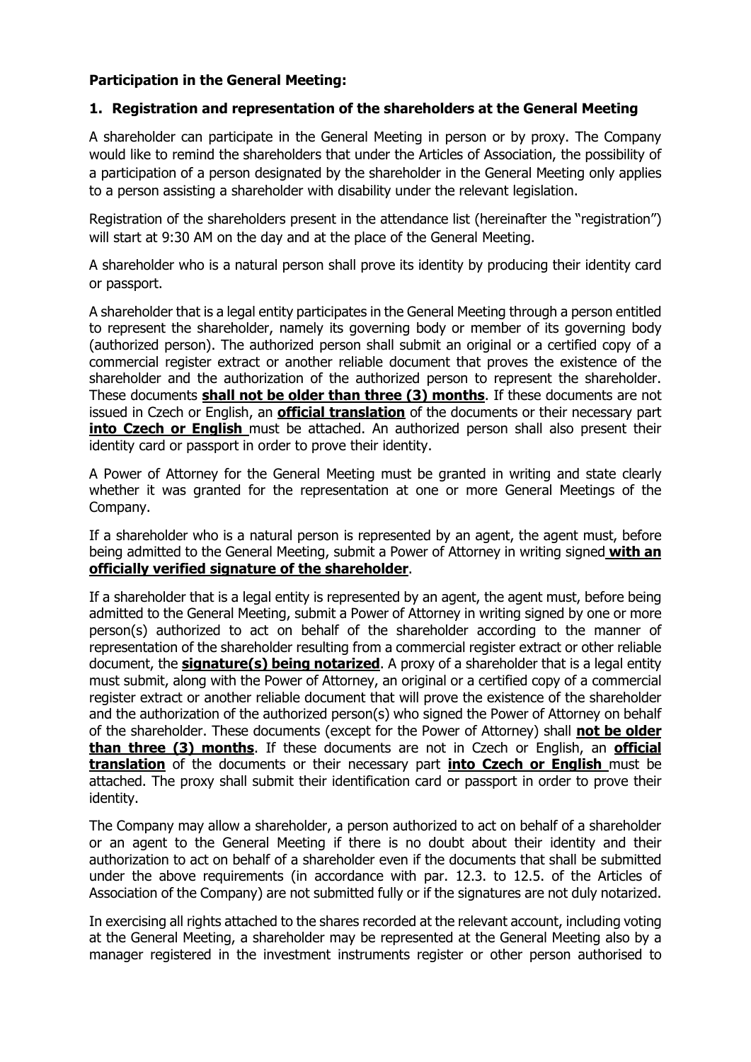**Participation in the General Meeting:**

## 1. Registration and representation of the shareholders at the General Meeting

A shareholder can participate in the General Meeting in person or by proxy. The Company would like to remind the shareholders that under the Articles of Association, the possibility of a participation of a person designated by the shareholder in the General Meeting only applies to a person assisting a shareholder with disability under the relevant legislation.

Registration of the shareholders present in the attendance list (hereinafter the "registration") will start at 9:30 AM on the day and at the place of the General Meeting.

A shareholder who is a natural person shall prove its identity by producing their identity card or passport.

A shareholder that is a legal entity participates in the General Meeting through a person entitled to represent the shareholder, namely its governing body or member of its governing body (authorized person). The authorized person shall submit an original or a certified copy of a commercial register extract or another reliable document that proves the existence of the shareholder and the authorization of the authorized person to represent the shareholder. These documents **shall not be older than three (3) months**. If these documents are not issued in Czech or English, an **official translation** of the documents or their necessary part **into Czech or English** must be attached. An authorized person shall also present their identity card or passport in order to prove their identity.

A Power of Attorney for the General Meeting must be granted in writing and state clearly whether it was granted for the representation at one or more General Meetings of the Company.

If a shareholder who is a natural person is represented by an agent, the agent must, before being admitted to the General Meeting, submit a Power of Attorney in writing signed **with an officially verified signature of the shareholder**.

If a shareholder that is a legal entity is represented by an agent, the agent must, before being admitted to the General Meeting, submit a Power of Attorney in writing signed by one or more person(s) authorized to act on behalf of the shareholder according to the manner of representation of the shareholder resulting from a commercial register extract or other reliable document, the **signature(s) being notarized**. A proxy of a shareholder that is a legal entity must submit, along with the Power of Attorney, an original or a certified copy of a commercial register extract or another reliable document that will prove the existence of the shareholder and the authorization of the authorized person(s) who signed the Power of Attorney on behalf of the shareholder. These documents (except for the Power of Attorney) shall **not be older than three (3) months**. If these documents are not in Czech or English, an **official translation** of the documents or their necessary part **into Czech or English** must be attached. The proxy shall submit their identification card or passport in order to prove their identity.

The Company may allow a shareholder, a person authorized to act on behalf of a shareholder or an agent to the General Meeting if there is no doubt about their identity and their authorization to act on behalf of a shareholder even if the documents that shall be submitted under the above requirements (in accordance with par. 12.3. to 12.5. of the Articles of Association of the Company) are not submitted fully or if the signatures are not duly notarized.

In exercising all rights attached to the shares recorded at the relevant account, including voting at the General Meeting, a shareholder may be represented at the General Meeting also by a manager registered in the investment instruments register or other person authorised to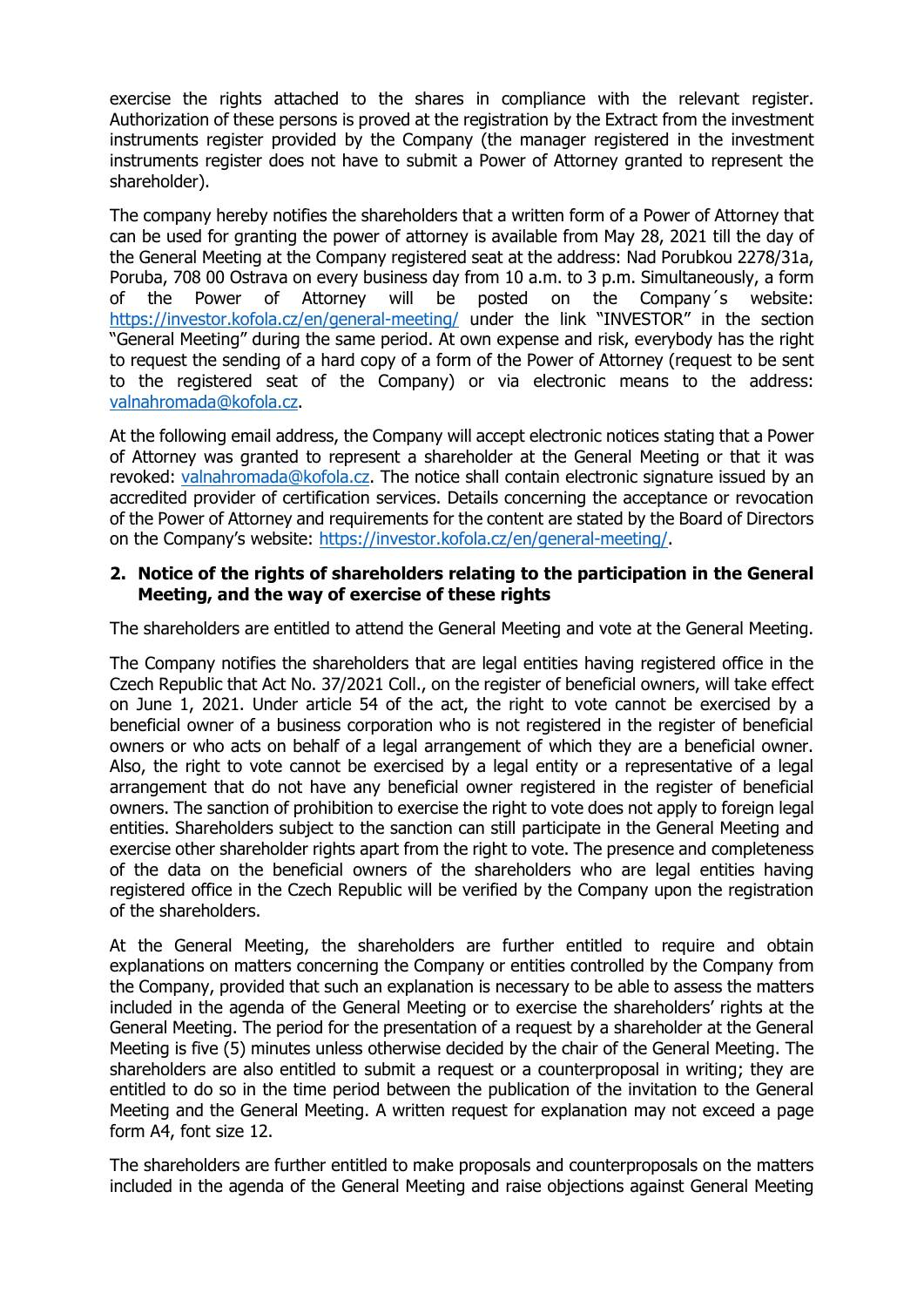exercise the rights attached to the shares in compliance with the relevant register. Authorization of these persons is proved at the registration by the Extract from the investment instruments register provided by the Company (the manager registered in the investment instruments register does not have to submit a Power of Attorney granted to represent the shareholder).

The company hereby notifies the shareholders that a written form of a Power of Attorney that can be used for granting the power of attorney is available from May 28, 2021 till the day of the General Meeting at the Company registered seat at the address: Nad Porubkou 2278/31a, Poruba, 708 00 Ostrava on every business day from 10 a.m. to 3 p.m. Simultaneously, a form of the Power of Attorney will be posted on the Company´s website: https://investor.kofola.cz/en/general-meeting/ under the link "INVESTOR" in the section "General Meeting" during the same period. At own expense and risk, everybody has the right to request the sending of a hard copy of a form of the Power of Attorney (request to be sent to the registered seat of the Company) or via electronic means to the address: valnahromada@kofola.cz.

At the following email address, the Company will accept electronic notices stating that a Power of Attorney was granted to represent a shareholder at the General Meeting or that it was revoked: valnahromada@kofola.cz. The notice shall contain electronic signature issued by an accredited provider of certification services. Details concerning the acceptance or revocation of the Power of Attorney and requirements for the content are stated by the Board of Directors on the Company's website: https://investor.kofola.cz/en/general-meeting/.

**2. Notice of the rights of shareholders relating to the participation in the General Meeting, and the way of exercise of these rights**

The shareholders are entitled to attend the General Meeting and vote at the General Meeting.

The Company notifies the shareholders that are legal entities having registered office in the Czech Republic that Act No. 37/2021 Coll., on the register of beneficial owners, will take effect on June 1, 2021. Under article 54 of the act, the right to vote cannot be exercised by a beneficial owner of a business corporation who is not registered in the register of beneficial owners or who acts on behalf of a legal arrangement of which they are a beneficial owner. Also, the right to vote cannot be exercised by a legal entity or a representative of a legal arrangement that do not have any beneficial owner registered in the register of beneficial owners. The sanction of prohibition to exercise the right to vote does not apply to foreign legal entities. Shareholders subject to the sanction can still participate in the General Meeting and exercise other shareholder rights apart from the right to vote. The presence and completeness of the data on the beneficial owners of the shareholders who are legal entities having registered office in the Czech Republic will be verified by the Company upon the registration of the shareholders.

At the General Meeting, the shareholders are further entitled to require and obtain explanations on matters concerning the Company or entities controlled by the Company from the Company, provided that such an explanation is necessary to be able to assess the matters included in the agenda of the General Meeting or to exercise the shareholders' rights at the General Meeting. The period for the presentation of a request by a shareholder at the General Meeting is five (5) minutes unless otherwise decided by the chair of the General Meeting. The shareholders are also entitled to submit a request or a counterproposal in writing; they are entitled to do so in the time period between the publication of the invitation to the General Meeting and the General Meeting. A written request for explanation may not exceed a page form A4, font size 12.

The shareholders are further entitled to make proposals and counterproposals on the matters included in the agenda of the General Meeting and raise objections against General Meeting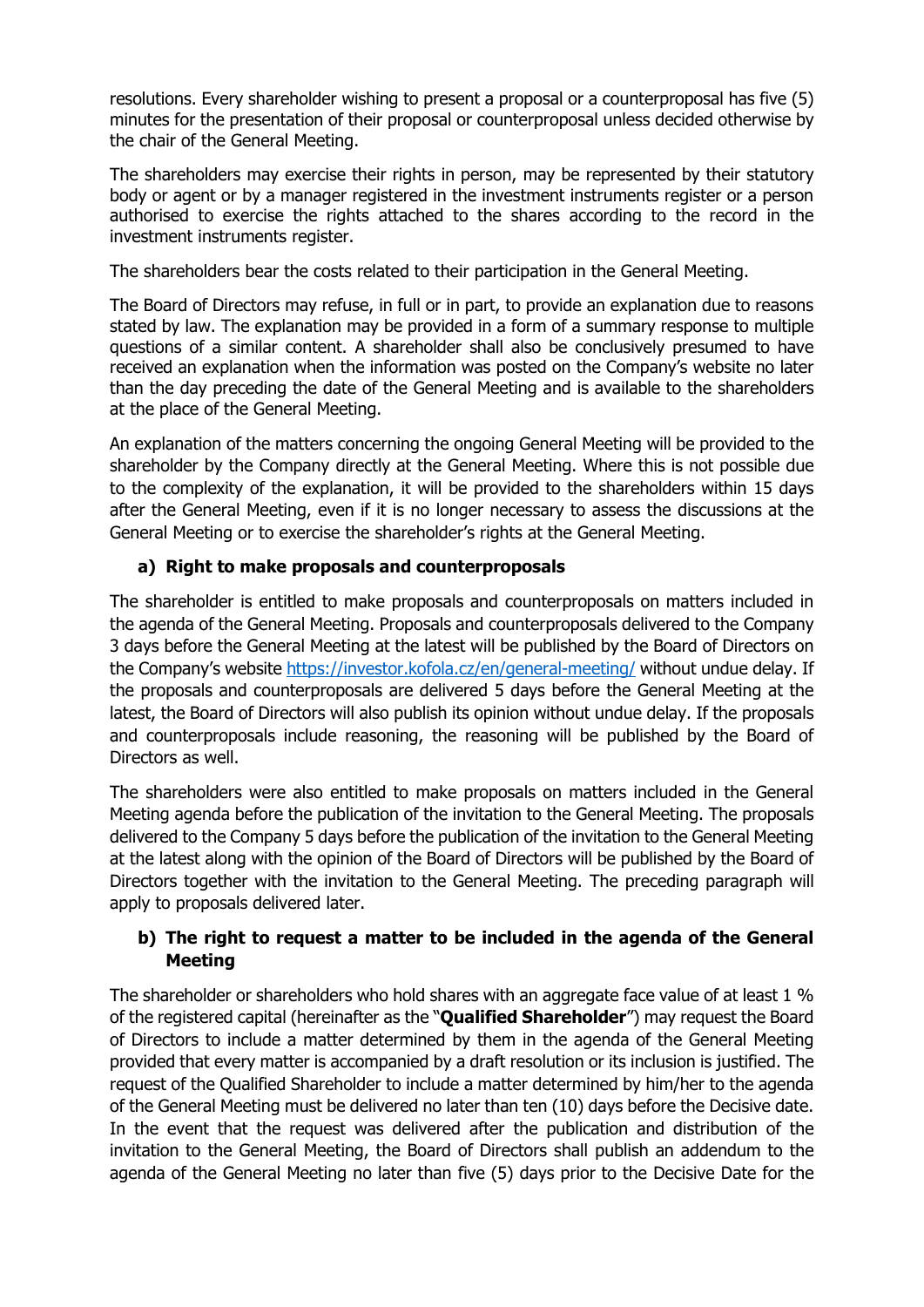resolutions. Every shareholder wishing to present a proposal or a counterproposal has five (5) minutes for the presentation of their proposal or counterproposal unless decided otherwise by the chair of the General Meeting.

The shareholders may exercise their rights in person, may be represented by their statutory body or agent or by a manager registered in the investment instruments register or a person authorised to exercise the rights attached to the shares according to the record in the investment instruments register.

The shareholders bear the costs related to their participation in the General Meeting.

The Board of Directors may refuse, in full or in part, to provide an explanation due to reasons stated by law. The explanation may be provided in a form of a summary response to multiple questions of a similar content. A shareholder shall also be conclusively presumed to have received an explanation when the information was posted on the Company's website no later than the day preceding the date of the General Meeting and is available to the shareholders at the place of the General Meeting.

An explanation of the matters concerning the ongoing General Meeting will be provided to the shareholder by the Company directly at the General Meeting. Where this is not possible due to the complexity of the explanation, it will be provided to the shareholders within 15 days after the General Meeting, even if it is no longer necessary to assess the discussions at the General Meeting or to exercise the shareholder's rights at the General Meeting.

**a) Right to make proposals and counterproposals**

The shareholder is entitled to make proposals and counterproposals on matters included in the agenda of the General Meeting. Proposals and counterproposals delivered to the Company 3 days before the General Meeting at the latest will be published by the Board of Directors on the Company's website https://investor.kofola.cz/en/general-meeting/ without undue delay. If the proposals and counterproposals are delivered 5 days before the General Meeting at the latest, the Board of Directors will also publish its opinion without undue delay. If the proposals and counterproposals include reasoning, the reasoning will be published by the Board of Directors as well.

The shareholders were also entitled to make proposals on matters included in the General Meeting agenda before the publication of the invitation to the General Meeting. The proposals delivered to the Company 5 days before the publication of the invitation to the General Meeting at the latest along with the opinion of the Board of Directors will be published by the Board of Directors together with the invitation to the General Meeting. The preceding paragraph will apply to proposals delivered later.

**b) The right to request a matter to be included in the agenda of the General Meeting**

The shareholder or shareholders who hold shares with an aggregate face value of at least 1 % of the registered capital (hereinafter as the "**Qualified Shareholder**") may request the Board of Directors to include a matter determined by them in the agenda of the General Meeting provided that every matter is accompanied by a draft resolution or its inclusion is justified. The request of the Qualified Shareholder to include a matter determined by him/her to the agenda of the General Meeting must be delivered no later than ten (10) days before the Decisive date. In the event that the request was delivered after the publication and distribution of the invitation to the General Meeting, the Board of Directors shall publish an addendum to the agenda of the General Meeting no later than five (5) days prior to the Decisive Date for the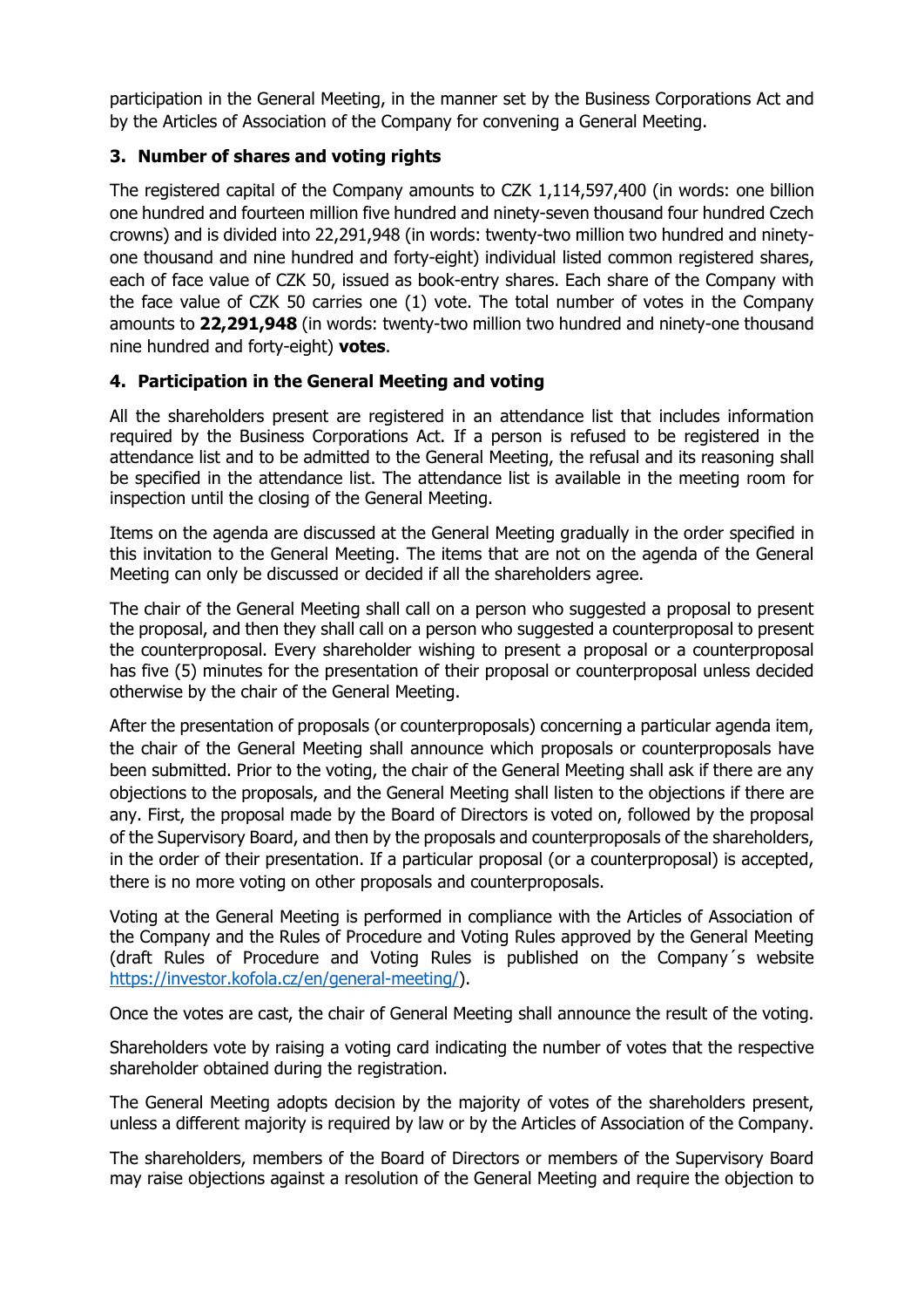participation in the General Meeting, in the manner set by the Business Corporations Act and by the Articles of Association of the Company for convening a General Meeting.

## 3. Number of shares and voting rights

The registered capital of the Company amounts to CZK 1,114,597,400 (in words: one billion one hundred and fourteen million five hundred and ninety-seven thousand four hundred Czech crowns) and is divided into 22,291,948 (in words: twenty-two million two hundred and ninety-one thousand and nine hundred and forty-eight) individual listed common registered shares, each of face value of CZK 50, issued as book-entry shares. Each share of the Company with the face value of CZK 50 carries one (1) vote. The total number of votes in the Company amounts to **22,291,948** (in words: twenty-two million two hundred and ninety-one thousand nine hundred and forty-eight) **votes**.

## 4. Participation in the General Meeting and voting

All the shareholders present are registered in an attendance list that includes information required by the Business Corporations Act. If a person is refused to be registered in the attendance list and to be admitted to the General Meeting, the refusal and its reasoning shall be specified in the attendance list. The attendance list is available in the meeting room for inspection until the closing of the General Meeting.

Items on the agenda are discussed at the General Meeting gradually in the order specified in this invitation to the General Meeting. The items that are not on the agenda of the General Meeting can only be discussed or decided if all the shareholders agree.

The chair of the General Meeting shall call on a person who suggested a proposal to present the proposal, and then they shall call on a person who suggested a counterproposal to present the counterproposal. Every shareholder wishing to present a proposal or a counterproposal has five (5) minutes for the presentation of their proposal or counterproposal unless decided otherwise by the chair of the General Meeting.

After the presentation of proposals (or counterproposals) concerning a particular agenda item, the chair of the General Meeting shall announce which proposals or counterproposals have been submitted. Prior to the voting, the chair of the General Meeting shall ask if there are any objections to the proposals, and the General Meeting shall listen to the objections if there are any. First, the proposal made by the Board of Directors is voted on, followed by the proposal of the Supervisory Board, and then by the proposals and counterproposals of the shareholders, in the order of their presentation. If a particular proposal (or a counterproposal) is accepted, there is no more voting on other proposals and counterproposals.

Voting at the General Meeting is performed in compliance with the Articles of Association of the Company and the Rules of Procedure and Voting Rules approved by the General Meeting (draft Rules of Procedure and Voting Rules is published on the Company´s website https://investor.kofola.cz/en/general-meeting/).

Once the votes are cast, the chair of General Meeting shall announce the result of the voting.

Shareholders vote by raising a voting card indicating the number of votes that the respective shareholder obtained during the registration.

The General Meeting adopts decision by the majority of votes of the shareholders present, unless a different majority is required by law or by the Articles of Association of the Company.

The shareholders, members of the Board of Directors or members of the Supervisory Board may raise objections against a resolution of the General Meeting and require the objection to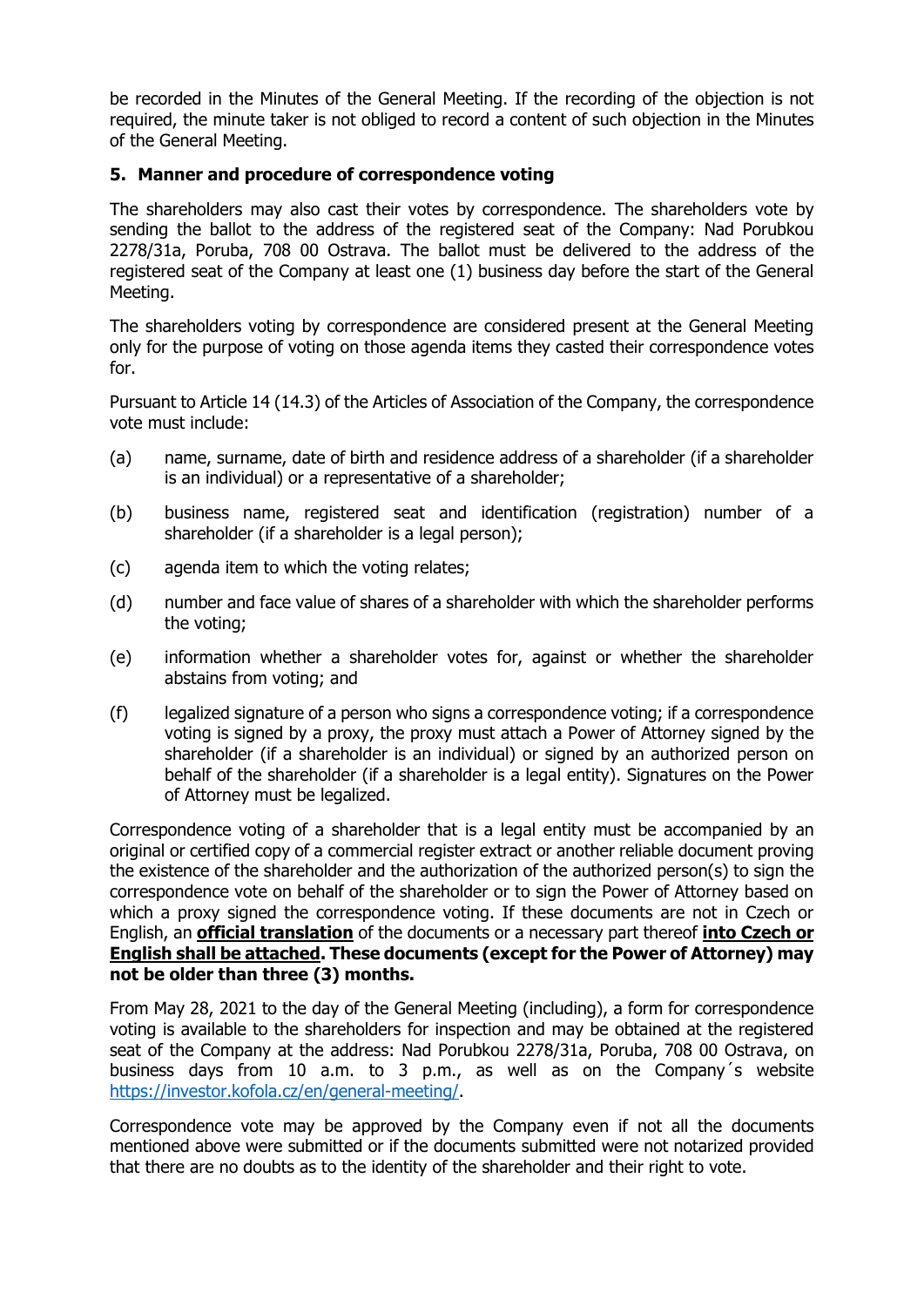be recorded in the Minutes of the General Meeting. If the recording of the objection is not required, the minute taker is not obliged to record a content of such objection in the Minutes of the General Meeting.

## 5. Manner and procedure of correspondence voting

The shareholders may also cast their votes by correspondence. The shareholders vote by sending the ballot to the address of the registered seat of the Company: Nad Porubkou 2278/31a, Poruba, 708 00 Ostrava. The ballot must be delivered to the address of the registered seat of the Company at least one (1) business day before the start of the General Meeting.

The shareholders voting by correspondence are considered present at the General Meeting only for the purpose of voting on those agenda items they casted their correspondence votes for.

Pursuant to Article 14 (14.3) of the Articles of Association of the Company, the correspondence vote must include:

(a) name, surname, date of birth and residence address of a shareholder (if a shareholder is an individual) or a representative of a shareholder;

(b) business name, registered seat and identification (registration) number of a shareholder (if a shareholder is a legal person);

(c) agenda item to which the voting relates;

(d) number and face value of shares of a shareholder with which the shareholder performs the voting;

(e) information whether a shareholder votes for, against or whether the shareholder abstains from voting; and

(f) legalized signature of a person who signs a correspondence voting; if a correspondence voting is signed by a proxy, the proxy must attach a Power of Attorney signed by the shareholder (if a shareholder is an individual) or signed by an authorized person on behalf of the shareholder (if a shareholder is a legal entity). Signatures on the Power of Attorney must be legalized.

Correspondence voting of a shareholder that is a legal entity must be accompanied by an original or certified copy of a commercial register extract or another reliable document proving the existence of the shareholder and the authorization of the authorized person(s) to sign the correspondence vote on behalf of the shareholder or to sign the Power of Attorney based on which a proxy signed the correspondence voting. If these documents are not in Czech or English, an **official translation** of the documents or a necessary part thereof **into Czech or English shall be attached. These documents (except for the Power of Attorney) may not be older than three (3) months.**

From May 28, 2021 to the day of the General Meeting (including), a form for correspondence voting is available to the shareholders for inspection and may be obtained at the registered seat of the Company at the address: Nad Porubkou 2278/31a, Poruba, 708 00 Ostrava, on business days from 10 a.m. to 3 p.m., as well as on the Company´s website https://investor.kofola.cz/en/general-meeting/.

Correspondence vote may be approved by the Company even if not all the documents mentioned above were submitted or if the documents submitted were not notarized provided that there are no doubts as to the identity of the shareholder and their right to vote.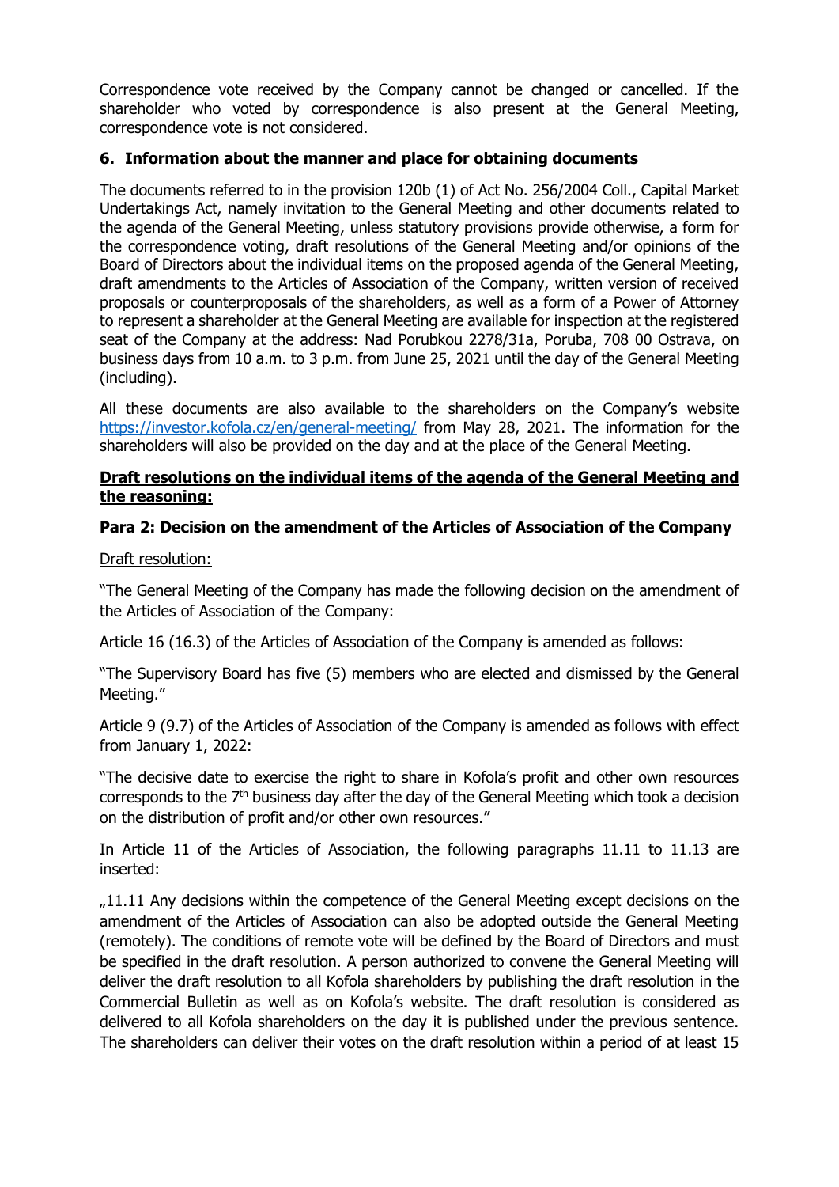Correspondence vote received by the Company cannot be changed or cancelled. If the shareholder who voted by correspondence is also present at the General Meeting, correspondence vote is not considered.

## 6. Information about the manner and place for obtaining documents

The documents referred to in the provision 120b (1) of Act No. 256/2004 Coll., Capital Market Undertakings Act, namely invitation to the General Meeting and other documents related to the agenda of the General Meeting, unless statutory provisions provide otherwise, a form for the correspondence voting, draft resolutions of the General Meeting and/or opinions of the Board of Directors about the individual items on the proposed agenda of the General Meeting, draft amendments to the Articles of Association of the Company, written version of received proposals or counterproposals of the shareholders, as well as a form of a Power of Attorney to represent a shareholder at the General Meeting are available for inspection at the registered seat of the Company at the address: Nad Porubkou 2278/31a, Poruba, 708 00 Ostrava, on business days from 10 a.m. to 3 p.m. from June 25, 2021 until the day of the General Meeting (including).

All these documents are also available to the shareholders on the Company's website https://investor.kofola.cz/en/general-meeting/ from May 28, 2021. The information for the shareholders will also be provided on the day and at the place of the General Meeting.

**Draft resolutions on the individual items of the agenda of the General Meeting and the reasoning:**

### Para 2: Decision on the amendment of the Articles of Association of the Company

Draft resolution:

"The General Meeting of the Company has made the following decision on the amendment of the Articles of Association of the Company:

Article 16 (16.3) of the Articles of Association of the Company is amended as follows:

"The Supervisory Board has five (5) members who are elected and dismissed by the General Meeting."

Article 9 (9.7) of the Articles of Association of the Company is amended as follows with effect from January 1, 2022:

"The decisive date to exercise the right to share in Kofola's profit and other own resources corresponds to the 7th business day after the day of the General Meeting which took a decision on the distribution of profit and/or other own resources."

In Article 11 of the Articles of Association, the following paragraphs 11.11 to 11.13 are inserted:

„11.11 Any decisions within the competence of the General Meeting except decisions on the amendment of the Articles of Association can also be adopted outside the General Meeting (remotely). The conditions of remote vote will be defined by the Board of Directors and must be specified in the draft resolution. A person authorized to convene the General Meeting will deliver the draft resolution to all Kofola shareholders by publishing the draft resolution in the Commercial Bulletin as well as on Kofola's website. The draft resolution is considered as delivered to all Kofola shareholders on the day it is published under the previous sentence. The shareholders can deliver their votes on the draft resolution within a period of at least 15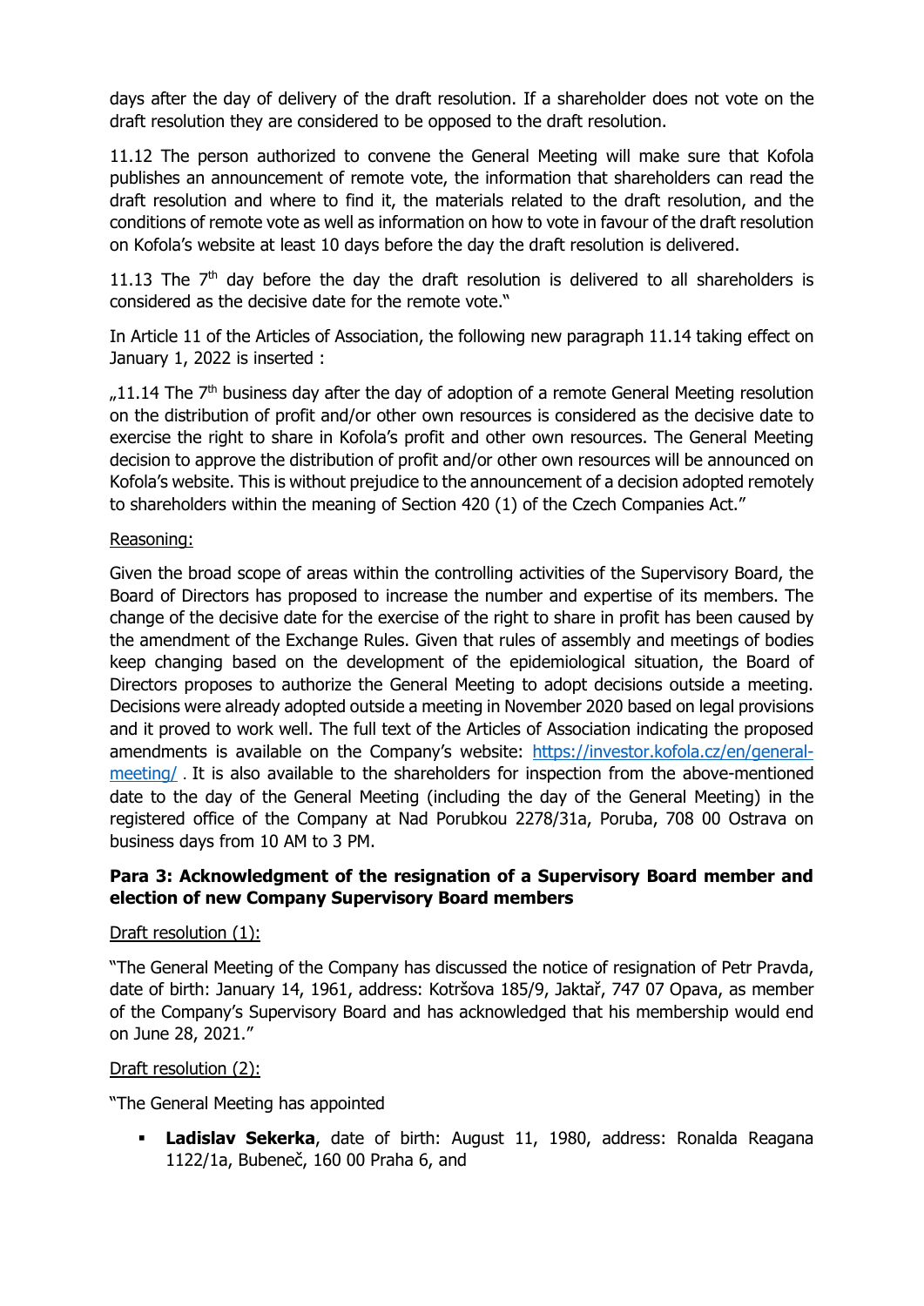days after the day of delivery of the draft resolution. If a shareholder does not vote on the draft resolution they are considered to be opposed to the draft resolution.

11.12 The person authorized to convene the General Meeting will make sure that Kofola publishes an announcement of remote vote, the information that shareholders can read the draft resolution and where to find it, the materials related to the draft resolution, and the conditions of remote vote as well as information on how to vote in favour of the draft resolution on Kofola's website at least 10 days before the day the draft resolution is delivered.

11.13 The 7th day before the day the draft resolution is delivered to all shareholders is considered as the decisive date for the remote vote."

In Article 11 of the Articles of Association, the following new paragraph 11.14 taking effect on January 1, 2022 is inserted :

„11.14 The 7th business day after the day of adoption of a remote General Meeting resolution on the distribution of profit and/or other own resources is considered as the decisive date to exercise the right to share in Kofola's profit and other own resources. The General Meeting decision to approve the distribution of profit and/or other own resources will be announced on Kofola's website. This is without prejudice to the announcement of a decision adopted remotely to shareholders within the meaning of Section 420 (1) of the Czech Companies Act."

Reasoning:

Given the broad scope of areas within the controlling activities of the Supervisory Board, the Board of Directors has proposed to increase the number and expertise of its members. The change of the decisive date for the exercise of the right to share in profit has been caused by the amendment of the Exchange Rules. Given that rules of assembly and meetings of bodies keep changing based on the development of the epidemiological situation, the Board of Directors proposes to authorize the General Meeting to adopt decisions outside a meeting. Decisions were already adopted outside a meeting in November 2020 based on legal provisions and it proved to work well. The full text of the Articles of Association indicating the proposed amendments is available on the Company's website: https://investor.kofola.cz/en/general-meeting/ . It is also available to the shareholders for inspection from the above-mentioned date to the day of the General Meeting (including the day of the General Meeting) in the registered office of the Company at Nad Porubkou 2278/31a, Poruba, 708 00 Ostrava on business days from 10 AM to 3 PM.

**Para 3: Acknowledgment of the resignation of a Supervisory Board member and election of new Company Supervisory Board members**

Draft resolution (1):

"The General Meeting of the Company has discussed the notice of resignation of Petr Pravda, date of birth: January 14, 1961, address: Kotršova 185/9, Jaktař, 747 07 Opava, as member of the Company's Supervisory Board and has acknowledged that his membership would end on June 28, 2021."

Draft resolution (2):

"The General Meeting has appointed

- **Ladislav Sekerka**, date of birth: August 11, 1980, address: Ronalda Reagana 1122/1a, Bubeneč, 160 00 Praha 6, and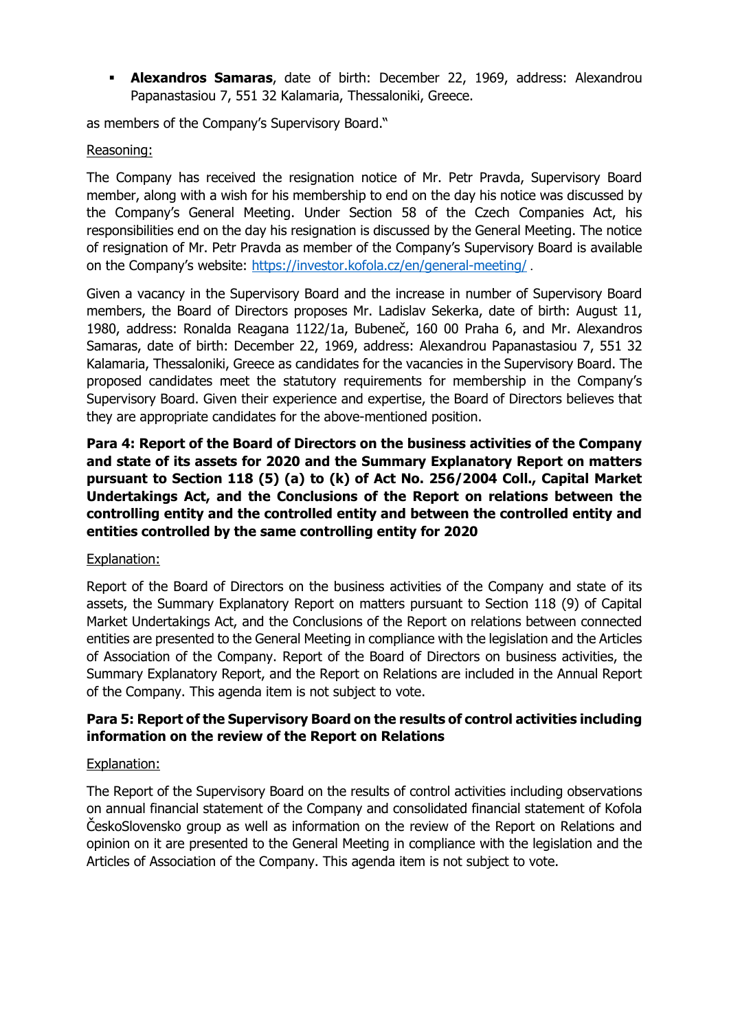- **Alexandros Samaras**, date of birth: December 22, 1969, address: Alexandrou Papanastasiou 7, 551 32 Kalamaria, Thessaloniki, Greece.

as members of the Company's Supervisory Board."

Reasoning:

The Company has received the resignation notice of Mr. Petr Pravda, Supervisory Board member, along with a wish for his membership to end on the day his notice was discussed by the Company's General Meeting. Under Section 58 of the Czech Companies Act, his responsibilities end on the day his resignation is discussed by the General Meeting. The notice of resignation of Mr. Petr Pravda as member of the Company's Supervisory Board is available on the Company's website: https://investor.kofola.cz/en/general-meeting/ .

Given a vacancy in the Supervisory Board and the increase in number of Supervisory Board members, the Board of Directors proposes Mr. Ladislav Sekerka, date of birth: August 11, 1980, address: Ronalda Reagana 1122/1a, Bubeneč, 160 00 Praha 6, and Mr. Alexandros Samaras, date of birth: December 22, 1969, address: Alexandrou Papanastasiou 7, 551 32 Kalamaria, Thessaloniki, Greece as candidates for the vacancies in the Supervisory Board. The proposed candidates meet the statutory requirements for membership in the Company's Supervisory Board. Given their experience and expertise, the Board of Directors believes that they are appropriate candidates for the above-mentioned position.

**Para 4: Report of the Board of Directors on the business activities of the Company and state of its assets for 2020 and the Summary Explanatory Report on matters pursuant to Section 118 (5) (a) to (k) of Act No. 256/2004 Coll., Capital Market Undertakings Act, and the Conclusions of the Report on relations between the controlling entity and the controlled entity and between the controlled entity and entities controlled by the same controlling entity for 2020**

Explanation:

Report of the Board of Directors on the business activities of the Company and state of its assets, the Summary Explanatory Report on matters pursuant to Section 118 (9) of Capital Market Undertakings Act, and the Conclusions of the Report on relations between connected entities are presented to the General Meeting in compliance with the legislation and the Articles of Association of the Company. Report of the Board of Directors on business activities, the Summary Explanatory Report, and the Report on Relations are included in the Annual Report of the Company. This agenda item is not subject to vote.

**Para 5: Report of the Supervisory Board on the results of control activities including information on the review of the Report on Relations**

Explanation:

The Report of the Supervisory Board on the results of control activities including observations on annual financial statement of the Company and consolidated financial statement of Kofola ČeskoSlovensko group as well as information on the review of the Report on Relations and opinion on it are presented to the General Meeting in compliance with the legislation and the Articles of Association of the Company. This agenda item is not subject to vote.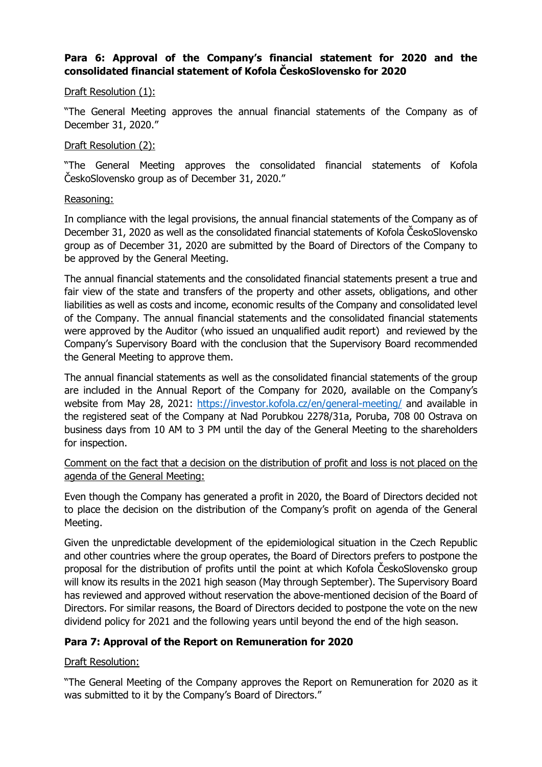**Para 6: Approval of the Company's financial statement for 2020 and the consolidated financial statement of Kofola ČeskoSlovensko for 2020**

Draft Resolution (1):

"The General Meeting approves the annual financial statements of the Company as of December 31, 2020."

Draft Resolution (2):

"The General Meeting approves the consolidated financial statements of Kofola ČeskoSlovensko group as of December 31, 2020."

Reasoning:

In compliance with the legal provisions, the annual financial statements of the Company as of December 31, 2020 as well as the consolidated financial statements of Kofola ČeskoSlovensko group as of December 31, 2020 are submitted by the Board of Directors of the Company to be approved by the General Meeting.

The annual financial statements and the consolidated financial statements present a true and fair view of the state and transfers of the property and other assets, obligations, and other liabilities as well as costs and income, economic results of the Company and consolidated level of the Company. The annual financial statements and the consolidated financial statements were approved by the Auditor (who issued an unqualified audit report) and reviewed by the Company's Supervisory Board with the conclusion that the Supervisory Board recommended the General Meeting to approve them.

The annual financial statements as well as the consolidated financial statements of the group are included in the Annual Report of the Company for 2020, available on the Company's website from May 28, 2021: https://investor.kofola.cz/en/general-meeting/ and available in the registered seat of the Company at Nad Porubkou 2278/31a, Poruba, 708 00 Ostrava on business days from 10 AM to 3 PM until the day of the General Meeting to the shareholders for inspection.

Comment on the fact that a decision on the distribution of profit and loss is not placed on the agenda of the General Meeting:

Even though the Company has generated a profit in 2020, the Board of Directors decided not to place the decision on the distribution of the Company's profit on agenda of the General Meeting.

Given the unpredictable development of the epidemiological situation in the Czech Republic and other countries where the group operates, the Board of Directors prefers to postpone the proposal for the distribution of profits until the point at which Kofola ČeskoSlovensko group will know its results in the 2021 high season (May through September). The Supervisory Board has reviewed and approved without reservation the above-mentioned decision of the Board of Directors. For similar reasons, the Board of Directors decided to postpone the vote on the new dividend policy for 2021 and the following years until beyond the end of the high season.

**Para 7: Approval of the Report on Remuneration for 2020**

Draft Resolution:

"The General Meeting of the Company approves the Report on Remuneration for 2020 as it was submitted to it by the Company's Board of Directors."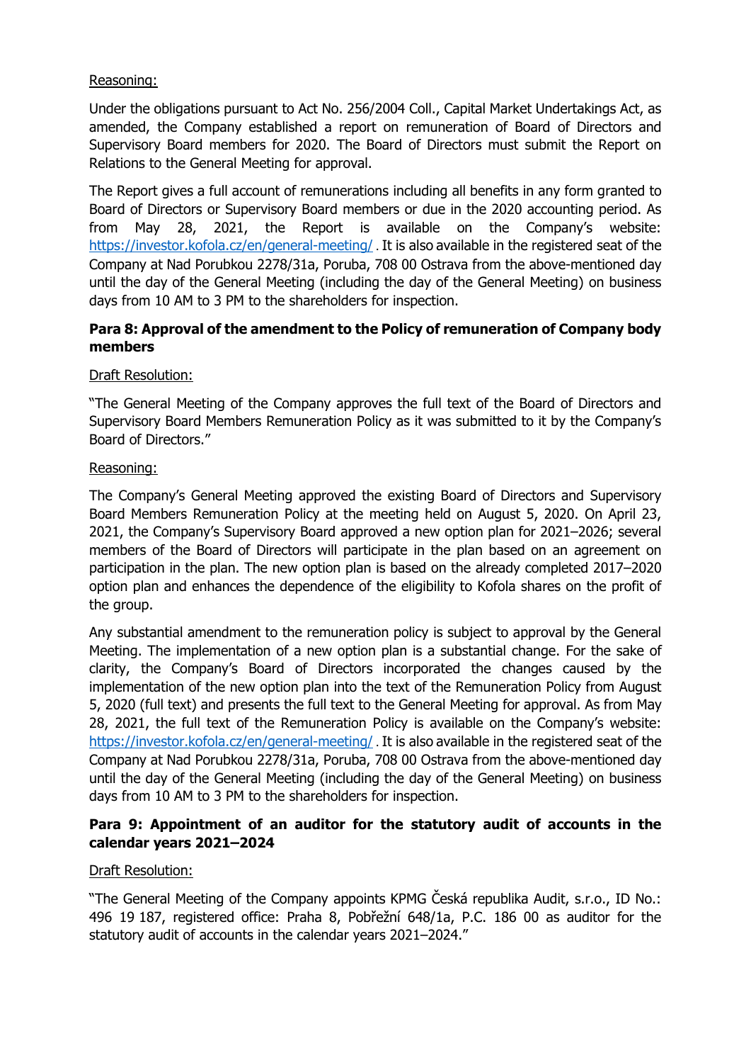Reasoning:

Under the obligations pursuant to Act No. 256/2004 Coll., Capital Market Undertakings Act, as amended, the Company established a report on remuneration of Board of Directors and Supervisory Board members for 2020. The Board of Directors must submit the Report on Relations to the General Meeting for approval.

The Report gives a full account of remunerations including all benefits in any form granted to Board of Directors or Supervisory Board members or due in the 2020 accounting period. As from May 28, 2021, the Report is available on the Company's website: https://investor.kofola.cz/en/general-meeting/ . It is also available in the registered seat of the Company at Nad Porubkou 2278/31a, Poruba, 708 00 Ostrava from the above-mentioned day until the day of the General Meeting (including the day of the General Meeting) on business days from 10 AM to 3 PM to the shareholders for inspection.

**Para 8: Approval of the amendment to the Policy of remuneration of Company body members**

Draft Resolution:

"The General Meeting of the Company approves the full text of the Board of Directors and Supervisory Board Members Remuneration Policy as it was submitted to it by the Company's Board of Directors."

Reasoning:

The Company's General Meeting approved the existing Board of Directors and Supervisory Board Members Remuneration Policy at the meeting held on August 5, 2020. On April 23, 2021, the Company's Supervisory Board approved a new option plan for 2021–2026; several members of the Board of Directors will participate in the plan based on an agreement on participation in the plan. The new option plan is based on the already completed 2017–2020 option plan and enhances the dependence of the eligibility to Kofola shares on the profit of the group.

Any substantial amendment to the remuneration policy is subject to approval by the General Meeting. The implementation of a new option plan is a substantial change. For the sake of clarity, the Company's Board of Directors incorporated the changes caused by the implementation of the new option plan into the text of the Remuneration Policy from August 5, 2020 (full text) and presents the full text to the General Meeting for approval. As from May 28, 2021, the full text of the Remuneration Policy is available on the Company's website: https://investor.kofola.cz/en/general-meeting/ . It is also available in the registered seat of the Company at Nad Porubkou 2278/31a, Poruba, 708 00 Ostrava from the above-mentioned day until the day of the General Meeting (including the day of the General Meeting) on business days from 10 AM to 3 PM to the shareholders for inspection.

**Para 9: Appointment of an auditor for the statutory audit of accounts in the calendar years 2021–2024**

Draft Resolution:

"The General Meeting of the Company appoints KPMG Česká republika Audit, s.r.o., ID No.: 496 19 187, registered office: Praha 8, Pobřežní 648/1a, P.C. 186 00 as auditor for the statutory audit of accounts in the calendar years 2021–2024."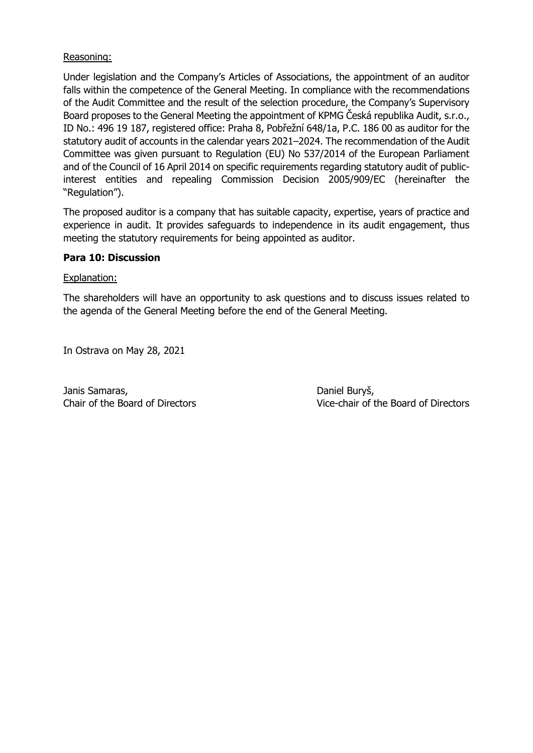Reasoning:

Under legislation and the Company's Articles of Associations, the appointment of an auditor falls within the competence of the General Meeting. In compliance with the recommendations of the Audit Committee and the result of the selection procedure, the Company's Supervisory Board proposes to the General Meeting the appointment of KPMG Česká republika Audit, s.r.o., ID No.: 496 19 187, registered office: Praha 8, Pobřežní 648/1a, P.C. 186 00 as auditor for the statutory audit of accounts in the calendar years 2021–2024. The recommendation of the Audit Committee was given pursuant to Regulation (EU) No 537/2014 of the European Parliament and of the Council of 16 April 2014 on specific requirements regarding statutory audit of public-interest entities and repealing Commission Decision 2005/909/EC (hereinafter the "Regulation").

The proposed auditor is a company that has suitable capacity, expertise, years of practice and experience in audit. It provides safeguards to independence in its audit engagement, thus meeting the statutory requirements for being appointed as auditor.

**Para 10: Discussion**

Explanation:

The shareholders will have an opportunity to ask questions and to discuss issues related to the agenda of the General Meeting before the end of the General Meeting.

In Ostrava on May 28, 2021

Janis Samaras,
Chair of the Board of Directors

Daniel Buryš,
Vice-chair of the Board of Directors